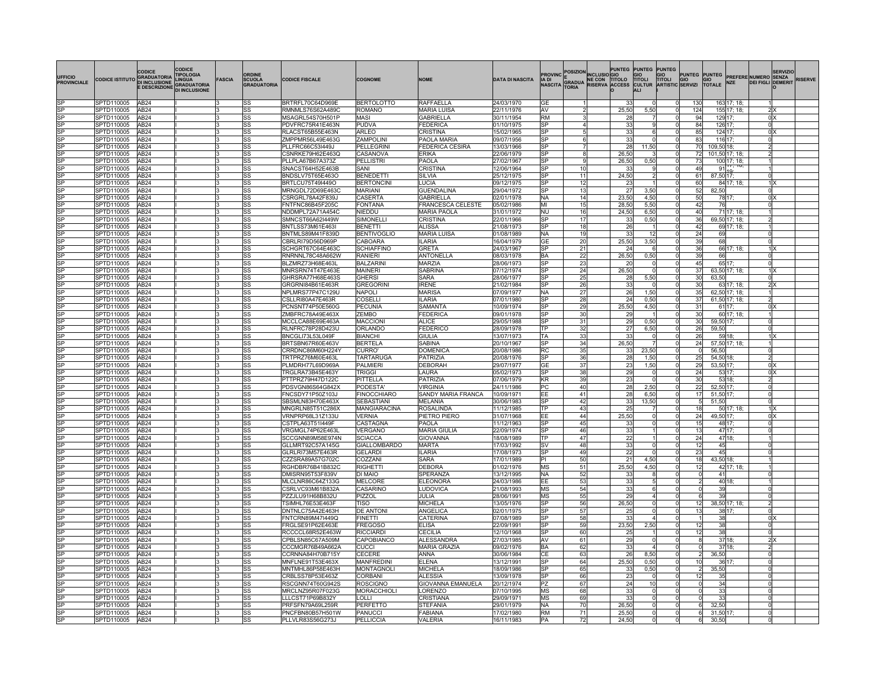| UFFICIO PROVINCIALE | CODICE ISTITUTO | CODICE GRADUATORIA DI INCLUSIONE E DESCRIZIONE | CODICE TIPOLOGIA LINGUA GRADUATORIA DI INCLUSIONE | FASCIA | ORDINE SCUOLA GRADUATORIA | CODICE FISCALE | COGNOME | NOME | DATA DI NASCITA | PROVINCIA DI NASCITA | POSIZIONE E GRADUATORIA | INCLUSIONE CON RISERVA | PUNTEGGIO TITOLO ACCESSO | PUNTEGGIO TITOLI CULTURALI | PUNTEGGIO TITOLI ARTISTICI | PUNTEGGIO SERVIZI | PUNTEGGIO TOTALE | PREFERENZE | NUMERO DEI FIGLI | SERVIZIO SENZA DEMERITO | RISERVE |
|---|---|---|---|---|---|---|---|---|---|---|---|---|---|---|---|---|---|---|---|---|---|
| SP | SPTD110005 | AB24 | I | 3 | SS | BRTRFL70C64D969E | BERTOLOTTO | RAFFAELLA | 24/03/1970 | GE | 1 | | 33 | 0 | 0 | 130 | 163 | 17; 18; | 1 | | |
| SP | SPTD110005 | AB24 | I | 3 | SS | RMNMLS76S62A489C | ROMANO | MARIA LUISA | 22/11/1976 | AV | 2 | | 25,50 | 5,50 | 0 | 124 | 155 | 17; 18; | 2 | X | |
| SP | SPTD110005 | AB24 | I | 3 | SS | MSAGRL54S70H501P | MASI | GABRIELLA | 30/11/1954 | RM | 3 | | 28 | 7 | 0 | 94 | 129 | 17; | 0 | X | |
| SP | SPTD110005 | AB24 | I | 3 | SS | PDVFRC75R41E463N | PUDVA | FEDERICA | 01/10/1975 | SP | 4 | | 33 | 9 | 0 | 84 | 126 | 17; | 0 | | |
| SP | SPTD110005 | AB24 | I | 3 | SS | RLACST65B55E463N | ARLEO | CRISTINA | 15/02/1965 | SP | 5 | | 33 | 6 | 0 | 85 | 124 | 17; | 0 | X | |
| SP | SPTD110005 | AB24 | I | 3 | SS | ZMPPMR56L49E463G | ZAMPOLINI | PAOLA MARIA | 09/07/1956 | SP | 6 | | 33 | 0 | 0 | 83 | 116 | 17; | 0 | | |
| SP | SPTD110005 | AB24 | I | 3 | SS | PLLFRC66C53I449J | PELLEGRINI | FEDERICA CESIRA | 13/03/1966 | SP | 7 | | 28 | 11,50 | 0 | 70 | 109,50 | 18; | 2 | | |
| SP | SPTD110005 | AB24 | I | 3 | SS | CSNRKE79H62E463Q | CASANOVA | ERIKA | 22/06/1979 | SP | 8 | | 26,50 | 3 | 0 | 72 | 101,50 | 17; 18; | 2 | | |
| SP | SPTD110005 | AB24 | I | 3 | SS | PLLPLA67B67A373Z | PELLISTRI | PAOLA | 27/02/1967 | SP | 9 | | 26,50 | 0,50 | 0 | 73 | 100 | 17; 18; | 1 | | |
| SP | SPTD110005 | AB24 | I | 3 | SS | SNACST64H52E463B | SANI | CRISTINA | 12/06/1964 | SP | 10 | | 33 | 9 | 0 | 49 | 91 | 17; 18; 19; | 1 | | |
| SP | SPTD110005 | AB24 | I | 3 | SS | BNDSLV75T65E463O | BENEDETTI | SILVIA | 25/12/1975 | SP | 11 | | 24,50 | 2 | 0 | 61 | 87,50 | 17; | 0 | | |
| SP | SPTD110005 | AB24 | I | 3 | SS | BRTLCU75T49I449O | BERTONCINI | LUCIA | 09/12/1975 | SP | 12 | | 23 | 1 | 0 | 60 | 84 | 17; 18; | 1 | X | |
| SP | SPTD110005 | AB24 | I | 3 | SS | MRNGDL72D69E463C | MARIANI | GUENDALINA | 29/04/1972 | SP | 13 | | 27 | 3,50 | 0 | 52 | 82,50 | | 0 | | |
| SP | SPTD110005 | AB24 | I | 3 | SS | CSRGRL78A42F839J | CASERTA | GABRIELLA | 02/01/1978 | NA | 14 | | 23,50 | 4,50 | 0 | 50 | 78 | 17; | 0 | X | |
| SP | SPTD110005 | AB24 | I | 3 | SS | FNTFNC86B45F205C | FONTANA | FRANCESCA CELESTE | 05/02/1986 | MI | 15 | | 28,50 | 5,50 | 0 | 42 | 76 | | 0 | | |
| SP | SPTD110005 | AB24 | I | 3 | SS | NDDMPL72A71A454C | NIEDDU | MARIA PAOLA | 31/01/1972 | NU | 16 | | 24,50 | 6,50 | 0 | 40 | 71 | 17; 18; | 1 | | |
| SP | SPTD110005 | AB24 | I | 3 | SS | SMNCST66A62I449W | SIMONELLI | CRISTINA | 22/01/1966 | SP | 17 | | 33 | 0,50 | 0 | 36 | 69,50 | 17; 18; | 2 | | |
| SP | SPTD110005 | AB24 | I | 3 | SS | BNTLSS73M61E463I | BENETTI | ALISSA | 21/08/1973 | SP | 18 | | 26 | 1 | 0 | 42 | 69 | 17; 18; | 1 | | |
| SP | SPTD110005 | AB24 | I | 3 | SS | BNTMLS89M41F839D | BENTIVOGLIO | MARIA LUISA | 01/08/1989 | NA | 19 | | 33 | 12 | 0 | 24 | 69 | | 0 | | |
| SP | SPTD110005 | AB24 | I | 3 | SS | CBRLRI79D56D969P | CABOARA | ILARIA | 16/04/1979 | GE | 20 | | 25,50 | 3,50 | 0 | 39 | 68 | | 0 | | |
| SP | SPTD110005 | AB24 | I | 3 | SS | SCHGRT67C64E463C | SCHIAFFINO | GRETA | 24/03/1967 | SP | 21 | | 24 | 6 | 0 | 36 | 66 | 17; 18; | 1 | X | |
| SP | SPTD110005 | AB24 | I | 3 | SS | RNRNNL78C48A662W | RANIERI | ANTONELLA | 08/03/1978 | BA | 22 | | 26,50 | 0,50 | 0 | 39 | 66 | | 0 | | |
| SP | SPTD110005 | AB24 | I | 3 | SS | BLZMRZ73H68E463L | BALZARINI | MARZIA | 28/06/1973 | SP | 23 | | 20 | 0 | 0 | 45 | 65 | 17; | 0 | | |
| SP | SPTD110005 | AB24 | I | 3 | SS | MNRSRN74T47E463E | MAINERI | SABRINA | 07/12/1974 | SP | 24 | | 26,50 | 0 | 0 | 37 | 63,50 | 17; 18; | 1 | X | |
| SP | SPTD110005 | AB24 | I | 3 | SS | GHRSRA77H68E463S | GHERSI | SARA | 28/06/1977 | SP | 25 | | 28 | 5,50 | 0 | 30 | 63,50 | | 0 | | |
| SP | SPTD110005 | AB24 | I | 3 | SS | GRGRNI84B61E463R | GREGORINI | IRENE | 21/02/1984 | SP | 26 | | 33 | 0 | 0 | 30 | 63 | 17; 18; | 2 | X | |
| SP | SPTD110005 | AB24 | I | 3 | SS | NPLMRS77P47C129U | NAPOLI | MARISA | 07/09/1977 | NA | 27 | | 26 | 1,50 | 0 | 35 | 62,50 | 17; 18; | 1 | | |
| SP | SPTD110005 | AB24 | I | 3 | SS | CSLLRI80A47E463R | COSELLI | ILARIA | 07/01/1980 | SP | 28 | | 24 | 0,50 | 0 | 37 | 61,50 | 17; 18; | 2 | | |
| SP | SPTD110005 | AB24 | I | 3 | SS | PCNSNT74P50E560G | PECUNIA | SAMANTA | 10/09/1974 | SP | 29 | | 25,50 | 4,50 | 0 | 31 | 61 | 17; | 0 | X | |
| SP | SPTD110005 | AB24 | I | 3 | SS | ZMBFRC78A49E463X | ZEMBO | FEDERICA | 09/01/1978 | SP | 30 | | 29 | 1 | 0 | 30 | 60 | 17; 18; | 1 | | |
| SP | SPTD110005 | AB24 | I | 3 | SS | MCCLCA88E69E463A | MACCIONI | ALICE | 29/05/1988 | SP | 31 | | 29 | 0,50 | 0 | 30 | 59,50 | 17; | 0 | | |
| SP | SPTD110005 | AB24 | I | 3 | SS | RLNFRC78P28D423U | ORLANDO | FEDERICO | 28/09/1978 | TP | 32 | | 27 | 6,50 | 0 | 26 | 59,50 | | 0 | | |
| SP | SPTD110005 | AB24 | I | 3 | SS | BNCGLI73L53L049F | BIANCHI | GIULIA | 13/07/1973 | TA | 33 | | 33 | 0 | 0 | 26 | 59 | 18; | 1 | X | |
| SP | SPTD110005 | AB24 | I | 3 | SS | BRTSBN67R60E463V | BERTELA | SABINA | 20/10/1967 | SP | 34 | | 26,50 | 7 | 0 | 24 | 57,50 | 17; 18; | 1 | | |
| SP | SPTD110005 | AB24 | I | 3 | SS | CRRDNC86M60H224Y | CURRO' | DOMENICA | 20/08/1986 | RC | 35 | | 33 | 23,50 | 0 | 0 | 56,50 | | 0 | | |
| SP | SPTD110005 | AB24 | I | 3 | SS | TRTPRZ76M60E463L | TARTARUGA | PATRIZIA | 20/08/1976 | SP | 36 | | 28 | 1,50 | 0 | 25 | 54,50 | 18; | 2 | | |
| SP | SPTD110005 | AB24 | I | 3 | SS | PLMDRH77L69D969A | PALMIERI | DEBORAH | 29/07/1977 | GE | 37 | | 23 | 1,50 | 0 | 29 | 53,50 | 17; | 0 | X | |
| SP | SPTD110005 | AB24 | I | 3 | SS | TRGLRA73B45E463Y | TRIGGI | LAURA | 05/02/1973 | SP | 38 | | 29 | 0 | 0 | 24 | 53 | 17; | 0 | X | |
| SP | SPTD110005 | AB24 | I | 3 | SS | PTTPRZ79H47D122C | PITTELLA | PATRIZIA | 07/06/1979 | KR | 39 | | 23 | 0 | 0 | 30 | 53 | 18; | 2 | | |
| SP | SPTD110005 | AB24 | I | 3 | SS | PDSVGN86S64G842X | PODESTA' | VIRGINIA | 24/11/1986 | PC | 40 | | 28 | 2,50 | 0 | 22 | 52,50 | 17; | 0 | | |
| SP | SPTD110005 | AB24 | I | 3 | SS | FNCSDY71P50Z103J | FINOCCHIARO | SANDY MARIA FRANCA | 10/09/1971 | EE | 41 | | 28 | 6,50 | 0 | 17 | 51,50 | 17; | 0 | | |
| SP | SPTD110005 | AB24 | I | 3 | SS | SBSMLN83H70E463X | SEBASTIANI | MELANIA | 30/06/1983 | SP | 42 | | 33 | 13,50 | 0 | 5 | 51,50 | | 0 | | |
| SP | SPTD110005 | AB24 | I | 3 | SS | MNGRLN85T51C286X | MANGIARACINA | ROSALINDA | 11/12/1985 | TP | 43 | | 25 | 7 | 0 | 18 | 50 | 17; 18; | 1 | X | |
| SP | SPTD110005 | AB24 | I | 3 | SS | VRNPRP68L31Z133U | VERNIA | PIETRO PIERO | 31/07/1968 | EE | 44 | | 25,50 | 0 | 0 | 24 | 49,50 | 17; | 0 | X | |
| SP | SPTD110005 | AB24 | I | 3 | SS | CSTPLA63T51I449F | CASTAGNA | PAOLA | 11/12/1963 | SP | 45 | | 33 | 0 | 0 | 15 | 48 | 17; | 0 | | |
| SP | SPTD110005 | AB24 | I | 3 | SS | VRGMGL74P62E463L | VERGANO | MARIA GIULIA | 22/09/1974 | SP | 46 | | 33 | 1 | 0 | 13 | 47 | 17; | 0 | | |
| SP | SPTD110005 | AB24 | I | 3 | SS | SCCGNN89M58E974N | SCIACCA | GIOVANNA | 18/08/1989 | TP | 47 | | 22 | 1 | 0 | 24 | 47 | 18; | 1 | | |
| SP | SPTD110005 | AB24 | I | 3 | SS | GLLMRT92C57A145G | GIALLOMBARDO | MARTA | 17/03/1992 | SV | 48 | | 33 | 0 | 0 | 12 | 45 | | 0 | | |
| SP | SPTD110005 | AB24 | I | 3 | SS | GLRLRI73M57E463R | GELARDI | ILARIA | 17/08/1973 | SP | 49 | | 22 | 0 | 0 | 23 | 45 | | 0 | | |
| SP | SPTD110005 | AB24 | I | 3 | SS | CZZSRA89A57G702C | COZZANI | SARA | 17/01/1989 | PI | 50 | | 21 | 4,50 | 0 | 18 | 43,50 | 18; | 1 | | |
| SP | SPTD110005 | AB24 | I | 3 | SS | RGHDBR76B41B832C | RIGHETTI | DEBORA | 01/02/1976 | MS | 51 | | 25,50 | 4,50 | 0 | 12 | 42 | 17; 18; | 1 | | |
| SP | SPTD110005 | AB24 | I | 3 | SS | DMISRN95T53F839V | DI MAIO | SPERANZA | 13/12/1995 | NA | 52 | | 33 | 8 | 0 | 0 | 41 | | 0 | | |
| SP | SPTD110005 | AB24 | I | 3 | SS | MLCLNR86C64Z133G | MELCORE | ELEONORA | 24/03/1986 | EE | 53 | | 33 | 5 | 0 | 2 | 40 | 18; | 1 | | |
| SP | SPTD110005 | AB24 | I | 3 | SS | CSRLVC93M61B832A | CASARINO | LUDOVICA | 21/08/1993 | MS | 54 | | 33 | 6 | 0 | 0 | 39 | | 0 | | |
| SP | SPTD110005 | AB24 | I | 3 | SS | PZZJLU91H68B832U | PIZZOL | JULIA | 28/06/1991 | MS | 55 | | 29 | 4 | 0 | 6 | 39 | | 0 | | |
| SP | SPTD110005 | AB24 | I | 3 | SS | TSIMHL76E53E463F | TISO | MICHELA | 13/05/1976 | SP | 56 | | 26,50 | 0 | 0 | 12 | 38,50 | 17; 18; | 2 | | |
| SP | SPTD110005 | AB24 | I | 3 | SS | DNTNLC75A42E463H | DE ANTONI | ANGELICA | 02/01/1975 | SP | 57 | | 25 | 0 | 0 | 13 | 38 | 17; | 0 | | |
| SP | SPTD110005 | AB24 | I | 3 | SS | FNTCRN89M47I449Q | FINETTI | CATERINA | 07/08/1989 | SP | 58 | | 33 | 4 | 0 | 1 | 38 | | 0 | X | |
| SP | SPTD110005 | AB24 | I | 3 | SS | FRGLSE91P62E463E | FREGOSO | ELISA | 22/09/1991 | SP | 59 | | 23,50 | 2,50 | 0 | 12 | 38 | | 0 | | |
| SP | SPTD110005 | AB24 | I | 3 | SS | RCCCCL68R52E463W | RICCIARDI | CECILIA | 12/10/1968 | SP | 60 | | 25 | 1 | 0 | 12 | 38 | | 0 | | |
| SP | SPTD110005 | AB24 | I | 3 | SS | CPBLSN85C67A509M | CAPOBIANCO | ALESSANDRA | 27/03/1985 | AV | 61 | | 29 | 0 | 0 | 8 | 37 | 18; | 2 | X | |
| SP | SPTD110005 | AB24 | I | 3 | SS | CCCMGR76B49A662A | CUCCI | MARIA GRAZIA | 09/02/1976 | BA | 62 | | 33 | 4 | 0 | 0 | 37 | 18; | 2 | | |
| SP | SPTD110005 | AB24 | I | 3 | SS | CCRNNA84H70B715Y | CECERE | ANNA | 30/06/1984 | CE | 63 | | 26 | 8,50 | 0 | 2 | 36,50 | | 0 | | |
| SP | SPTD110005 | AB24 | I | 3 | SS | MNFLNE91T53E463X | MANFREDINI | ELENA | 13/12/1991 | SP | 64 | | 25,50 | 0,50 | 0 | 10 | 36 | 17; | 0 | | |
| SP | SPTD110005 | AB24 | I | 3 | SS | MNTMHL86P58E463H | MONTAGNOLI | MICHELA | 18/09/1986 | SP | 65 | | 33 | 0,50 | 0 | 2 | 35,50 | | 0 | | |
| SP | SPTD110005 | AB24 | I | 3 | SS | CRBLSS78P53E463Z | CORBANI | ALESSIA | 13/09/1978 | SP | 66 | | 23 | 0 | 0 | 12 | 35 | | 0 | | |
| SP | SPTD110005 | AB24 | I | 3 | SS | RSCGNN74T60G942S | ROSCIGNO | GIOVANNA EMANUELA | 20/12/1974 | PZ | 67 | | 24 | 10 | 0 | 0 | 34 | | 0 | | |
| SP | SPTD110005 | AB24 | I | 3 | SS | MRCLNZ95R07F023G | MORACCHIOLI | LORENZO | 07/10/1995 | MS | 68 | | 33 | 0 | 0 | 0 | 33 | | 0 | | |
| SP | SPTD110005 | AB24 | I | 3 | SS | LLLCST71P69B832Y | LOLLI | CRISTIANA | 29/09/1971 | MS | 69 | | 33 | 0 | 0 | 0 | 33 | | 0 | | |
| SP | SPTD110005 | AB24 | I | 3 | SS | PRFSFN79A69L259R | PERFETTO | STEFANIA | 29/01/1979 | NA | 70 | | 26,50 | 0 | 0 | 6 | 32,50 | | 0 | | |
| SP | SPTD110005 | AB24 | I | 3 | SS | PNCFBN80B57H501W | PANUCCI | FABIANA | 17/02/1980 | RM | 71 | | 25,50 | 0 | 0 | 6 | 31,50 | 17; | 0 | | |
| SP | SPTD110005 | AB24 | I | 3 | SS | PLLVLR83S56G273J | PELLICCIA | VALERIA | 16/11/1983 | PA | 72 | | 24,50 | 0 | 0 | 6 | 30,50 | | 0 | | |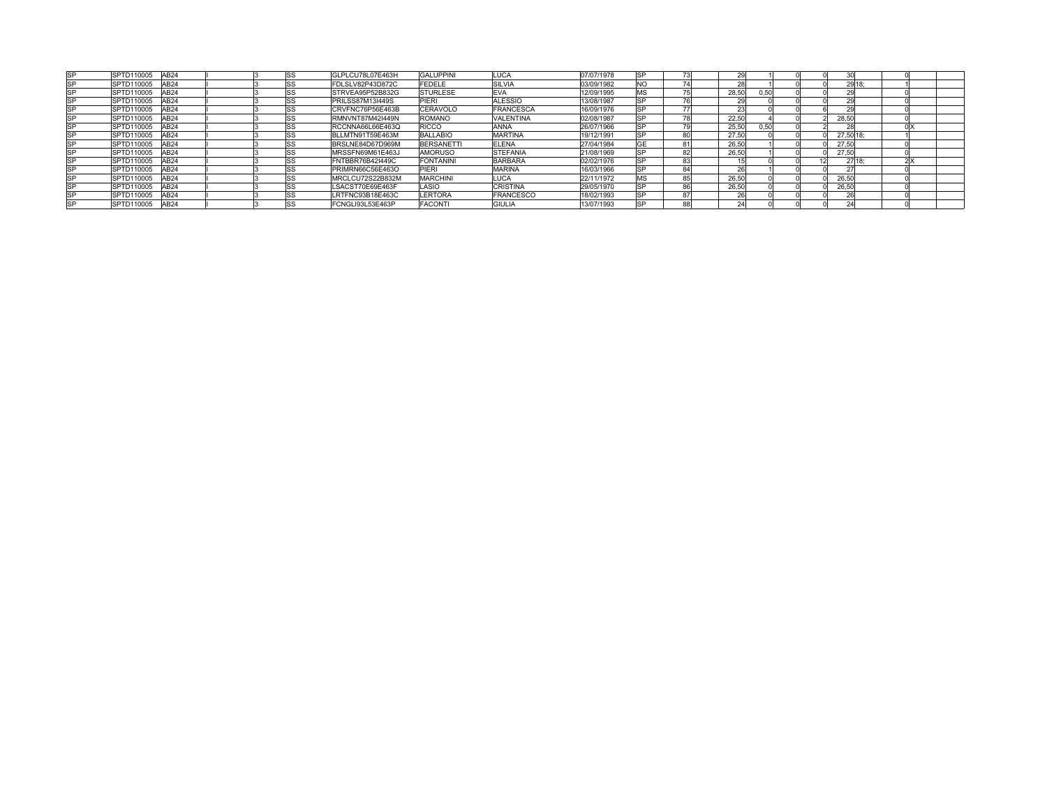| | | | | | | | | | | | | | | | | | | | | |
|---|---|---|---|---|---|---|---|---|---|---|---|---|---|---|---|---|---|---|---|---|
| SP | SPTD110005 | AB24 | I | 3 | SS | GLPLCU78L07E463H | GALUPPINI | LUCA | 07/07/1978 | SP | 73 | 29 | 1 | 0 | 0 | 30 | | 0 | | |
| SP | SPTD110005 | AB24 | I | 3 | SS | FDLSLV82P43D872C | FEDELE | SILVIA | 03/09/1982 | NO | 74 | 28 | 1 | 0 | 0 | 29 | 18; | 1 | | |
| SP | SPTD110005 | AB24 | I | 3 | SS | STRVEA95P52B832G | STURLESE | EVA | 12/09/1995 | MS | 75 | 28,50 | 0,50 | 0 | 0 | 29 | | 0 | | |
| SP | SPTD110005 | AB24 | I | 3 | SS | PRILSS87M13I449S | PIERI | ALESSIO | 13/08/1987 | SP | 76 | 29 | 0 | 0 | 0 | 29 | | 0 | | |
| SP | SPTD110005 | AB24 | I | 3 | SS | CRVFNC76P56E463B | CERAVOLO | FRANCESCA | 16/09/1976 | SP | 77 | 23 | 0 | 0 | 6 | 29 | | 0 | | |
| SP | SPTD110005 | AB24 | I | 3 | SS | RMNVNT87M42I449N | ROMANO | VALENTINA | 02/08/1987 | SP | 78 | 22,50 | 4 | 0 | 2 | 28,50 | | 0 | | |
| SP | SPTD110005 | AB24 | I | 3 | SS | RCCNNA66L66E463Q | RICCO | ANNA | 26/07/1966 | SP | 79 | 25,50 | 0,50 | 0 | 2 | 28 | | 0 | X | |
| SP | SPTD110005 | AB24 | I | 3 | SS | BLLMTN91T59E463M | BALLABIO | MARTINA | 19/12/1991 | SP | 80 | 27,50 | 0 | 0 | 0 | 27,50 | 18; | 1 | | |
| SP | SPTD110005 | AB24 | I | 3 | SS | BRSLNE84D67D969M | BERSANETTI | ELENA | 27/04/1984 | GE | 81 | 26,50 | 1 | 0 | 0 | 27,50 | | 0 | | |
| SP | SPTD110005 | AB24 | I | 3 | SS | MRSSFN69M61E463J | AMORUSO | STEFANIA | 21/08/1969 | SP | 82 | 26,50 | 1 | 0 | 0 | 27,50 | | 0 | | |
| SP | SPTD110005 | AB24 | I | 3 | SS | FNTBBR76B42I449C | FONTANINI | BARBARA | 02/02/1976 | SP | 83 | 15 | 0 | 0 | 12 | 27 | 18; | 2 | X | |
| SP | SPTD110005 | AB24 | I | 3 | SS | PRIMRN66C56E463O | PIERI | MARINA | 16/03/1966 | SP | 84 | 26 | 1 | 0 | 0 | 27 | | 0 | | |
| SP | SPTD110005 | AB24 | I | 3 | SS | MRCLCU72S22B832M | MARCHINI | LUCA | 22/11/1972 | MS | 85 | 26,50 | 0 | 0 | 0 | 26,50 | | 0 | | |
| SP | SPTD110005 | AB24 | I | 3 | SS | LSACST70E69E463F | LASIO | CRISTINA | 29/05/1970 | SP | 86 | 26,50 | 0 | 0 | 0 | 26,50 | | 0 | | |
| SP | SPTD110005 | AB24 | I | 3 | SS | LRTFNC93B18E463C | LERTORA | FRANCESCO | 18/02/1993 | SP | 87 | 26 | 0 | 0 | 0 | 26 | | 0 | | |
| SP | SPTD110005 | AB24 | I | 3 | SS | FCNGLI93L53E463P | FACONTI | GIULIA | 13/07/1993 | SP | 88 | 24 | 0 | 0 | 0 | 24 | | 0 | | |